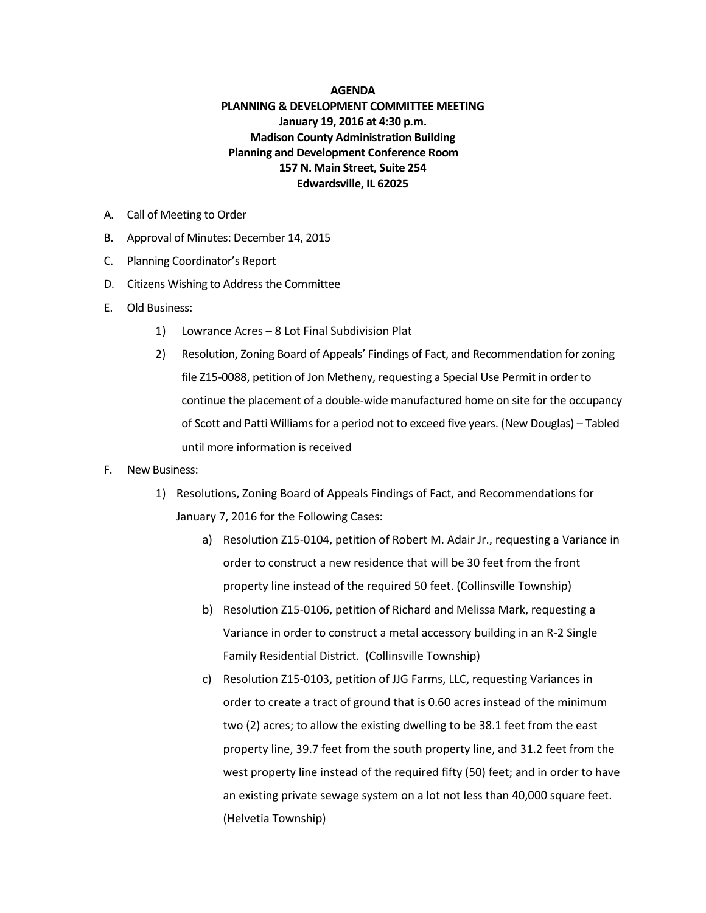**AGENDA**
**PLANNING & DEVELOPMENT COMMITTEE MEETING**
**January 19, 2016 at 4:30 p.m.**
**Madison County Administration Building**
**Planning and Development Conference Room**
**157 N. Main Street, Suite 254**
**Edwardsville, IL 62025**

A. Call of Meeting to Order

B. Approval of Minutes: December 14, 2015

C. Planning Coordinator's Report

D. Citizens Wishing to Address the Committee

E. Old Business:

   1) Lowrance Acres – 8 Lot Final Subdivision Plat

   2) Resolution, Zoning Board of Appeals' Findings of Fact, and Recommendation for zoning file Z15-0088, petition of Jon Metheny, requesting a Special Use Permit in order to continue the placement of a double-wide manufactured home on site for the occupancy of Scott and Patti Williams for a period not to exceed five years. (New Douglas) – Tabled until more information is received

F. New Business:

   1) Resolutions, Zoning Board of Appeals Findings of Fact, and Recommendations for January 7, 2016 for the Following Cases:

      a) Resolution Z15-0104, petition of Robert M. Adair Jr., requesting a Variance in order to construct a new residence that will be 30 feet from the front property line instead of the required 50 feet. (Collinsville Township)

      b) Resolution Z15-0106, petition of Richard and Melissa Mark, requesting a Variance in order to construct a metal accessory building in an R-2 Single Family Residential District. (Collinsville Township)

      c) Resolution Z15-0103, petition of JJG Farms, LLC, requesting Variances in order to create a tract of ground that is 0.60 acres instead of the minimum two (2) acres; to allow the existing dwelling to be 38.1 feet from the east property line, 39.7 feet from the south property line, and 31.2 feet from the west property line instead of the required fifty (50) feet; and in order to have an existing private sewage system on a lot not less than 40,000 square feet. (Helvetia Township)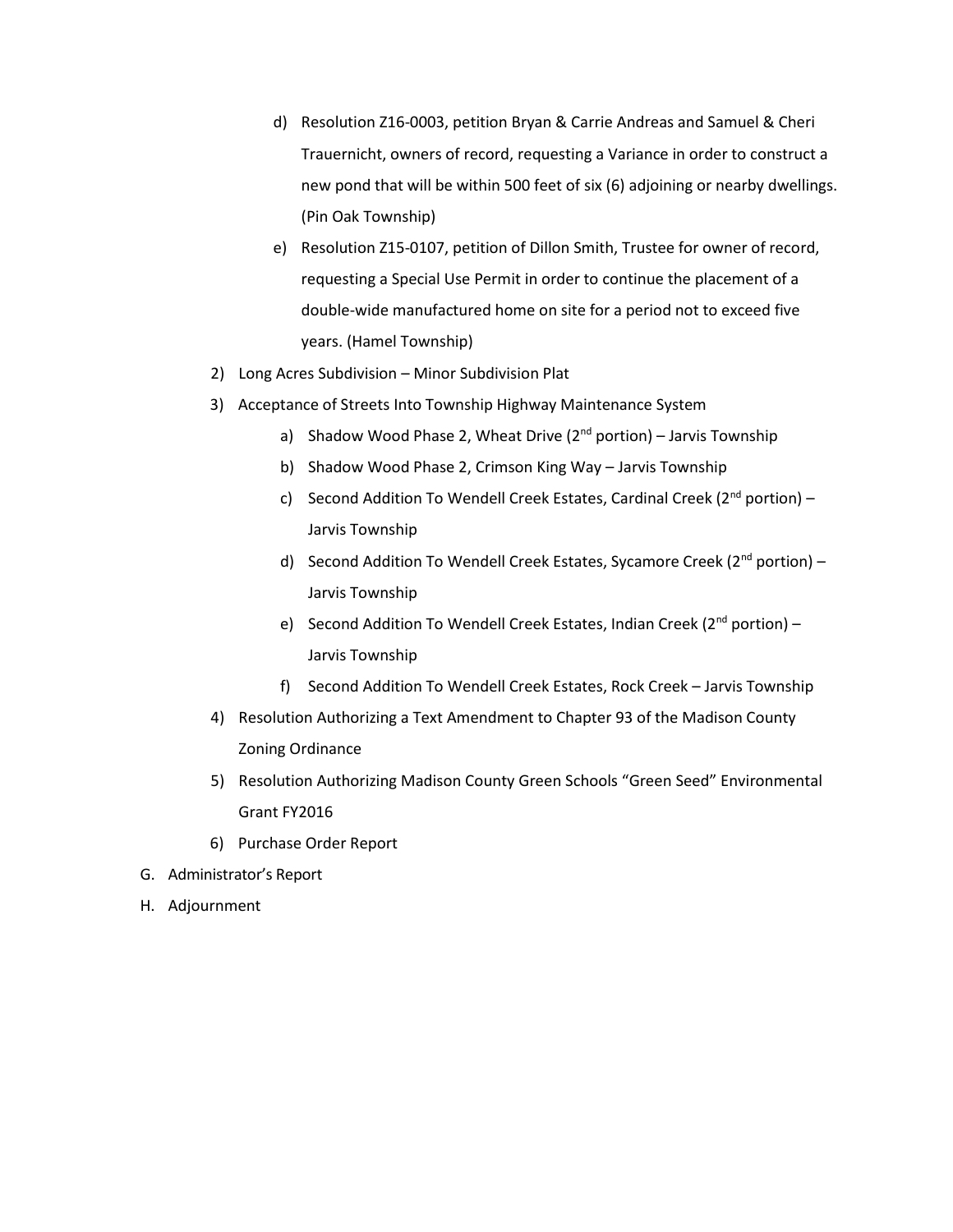d) Resolution Z16-0003, petition Bryan & Carrie Andreas and Samuel & Cheri Trauernicht, owners of record, requesting a Variance in order to construct a new pond that will be within 500 feet of six (6) adjoining or nearby dwellings. (Pin Oak Township)
    e) Resolution Z15-0107, petition of Dillon Smith, Trustee for owner of record, requesting a Special Use Permit in order to continue the placement of a double-wide manufactured home on site for a period not to exceed five years. (Hamel Township)
2) Long Acres Subdivision – Minor Subdivision Plat
3) Acceptance of Streets Into Township Highway Maintenance System
    a) Shadow Wood Phase 2, Wheat Drive (2nd portion) – Jarvis Township
    b) Shadow Wood Phase 2, Crimson King Way – Jarvis Township
    c) Second Addition To Wendell Creek Estates, Cardinal Creek (2nd portion) – Jarvis Township
    d) Second Addition To Wendell Creek Estates, Sycamore Creek (2nd portion) – Jarvis Township
    e) Second Addition To Wendell Creek Estates, Indian Creek (2nd portion) – Jarvis Township
    f) Second Addition To Wendell Creek Estates, Rock Creek – Jarvis Township
4) Resolution Authorizing a Text Amendment to Chapter 93 of the Madison County Zoning Ordinance
5) Resolution Authorizing Madison County Green Schools "Green Seed" Environmental Grant FY2016
6) Purchase Order Report

G. Administrator's Report

H. Adjournment